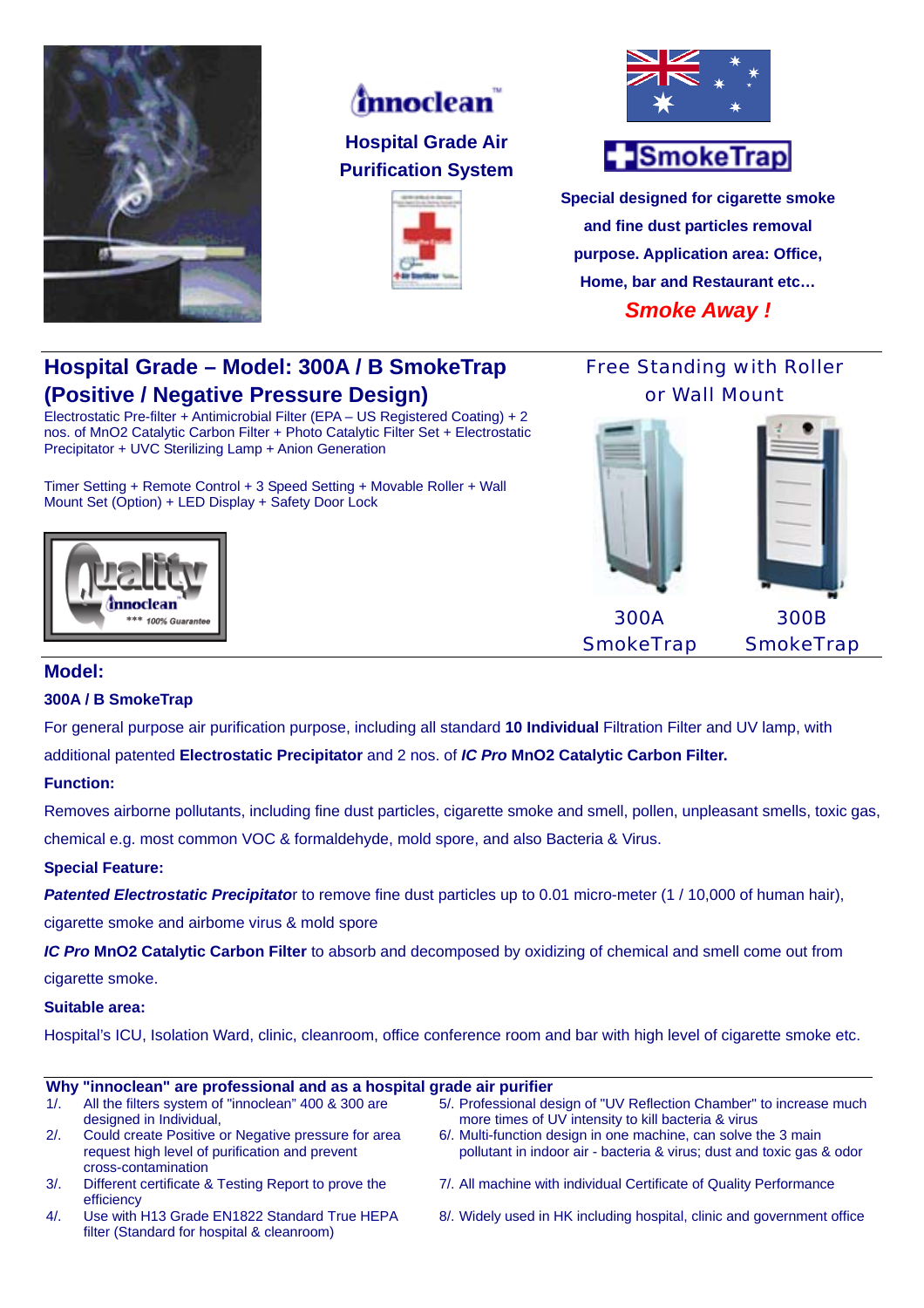innoclean™

**Hospital Grade Air Purification System**

SmokeTrap

**Special designed for cigarette smoke and fine dust particles removal purpose. Application area: Office, Home, bar and Restaurant etc…**

***Smoke Away !***

## Hospital Grade – Model: 300A / B SmokeTrap (Positive / Negative Pressure Design)

Electrostatic Pre-filter + Antimicrobial Filter (EPA – US Registered Coating) + 2 nos. of MnO2 Catalytic Carbon Filter + Photo Catalytic Filter Set + Electrostatic Precipitator + UVC Sterilizing Lamp + Anion Generation

Timer Setting + Remote Control + 3 Speed Setting + Movable Roller + Wall Mount Set (Option) + LED Display + Safety Door Lock

Quality innoclean *** 100% Guarantee

Free Standing with Roller or Wall Mount

300A SmokeTrap

300B SmokeTrap

## Model:

**300A / B SmokeTrap**

For general purpose air purification purpose, including all standard **10 Individual** Filtration Filter and UV lamp, with additional patented **Electrostatic Precipitator** and 2 nos. of ***IC Pro* MnO2 Catalytic Carbon Filter.**

**Function:**

Removes airborne pollutants, including fine dust particles, cigarette smoke and smell, pollen, unpleasant smells, toxic gas, chemical e.g. most common VOC & formaldehyde, mold spore, and also Bacteria & Virus.

**Special Feature:**

***Patented Electrostatic Precipitato***r to remove fine dust particles up to 0.01 micro-meter (1 / 10,000 of human hair), cigarette smoke and airbome virus & mold spore

***IC Pro* MnO2 Catalytic Carbon Filter** to absorb and decomposed by oxidizing of chemical and smell come out from cigarette smoke.

**Suitable area:**

Hospital's ICU, Isolation Ward, clinic, cleanroom, office conference room and bar with high level of cigarette smoke etc.

**Why "innoclean" are professional and as a hospital grade air purifier**

1/. All the filters system of "innoclean" 400 & 300 are designed in Individual,

2/. Could create Positive or Negative pressure for area request high level of purification and prevent cross-contamination

3/. Different certificate & Testing Report to prove the efficiency

4/. Use with H13 Grade EN1822 Standard True HEPA filter (Standard for hospital & cleanroom)

5/. Professional design of "UV Reflection Chamber" to increase much more times of UV intensity to kill bacteria & virus

6/. Multi-function design in one machine, can solve the 3 main pollutant in indoor air - bacteria & virus; dust and toxic gas & odor

7/. All machine with individual Certificate of Quality Performance

8/. Widely used in HK including hospital, clinic and government office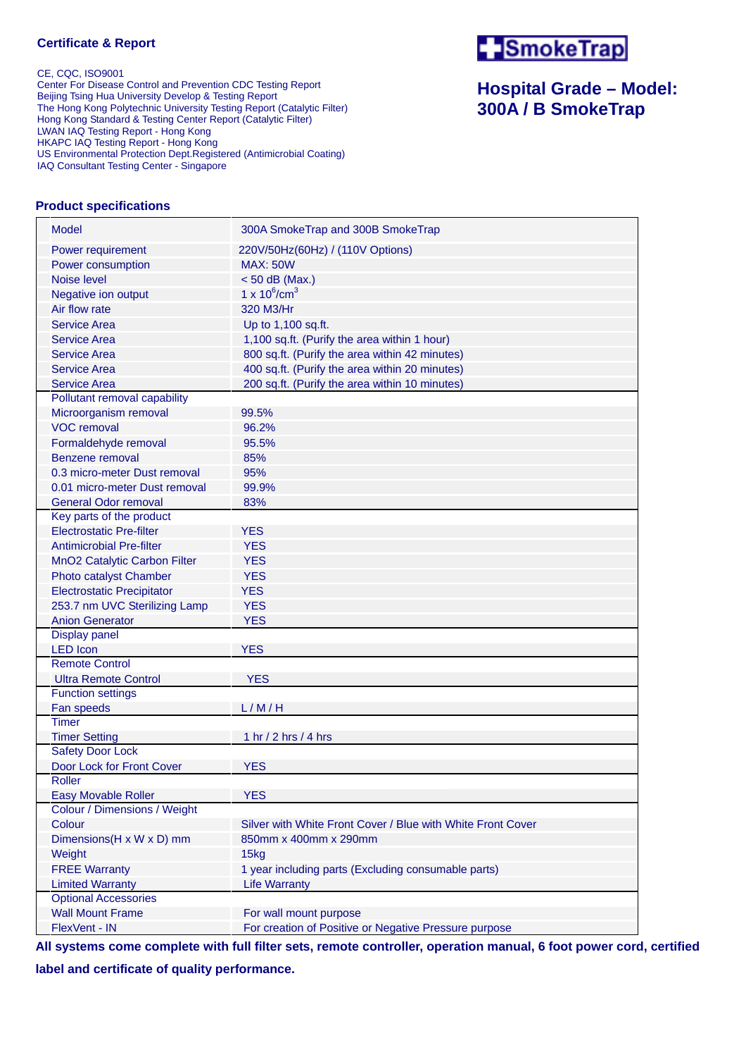## Certificate & Report

CE, CQC, ISO9001
Center For Disease Control and Prevention CDC Testing Report
Beijing Tsing Hua University Develop & Testing Report
The Hong Kong Polytechnic University Testing Report (Catalytic Filter)
Hong Kong Standard & Testing Center Report (Catalytic Filter)
LWAN IAQ Testing Report - Hong Kong
HKAPC IAQ Testing Report - Hong Kong
US Environmental Protection Dept.Registered (Antimicrobial Coating)
IAQ Consultant Testing Center - Singapore

SmokeTrap

# Hospital Grade – Model: 300A / B SmokeTrap

## Product specifications

| | |
|---|---|
| Model | 300A SmokeTrap and 300B SmokeTrap |
| Power requirement | 220V/50Hz(60Hz) / (110V Options) |
| Power consumption | MAX: 50W |
| Noise level | < 50 dB (Max.) |
| Negative ion output | 1 x $10^6$/$cm^3$ |
| Air flow rate | 320 M3/Hr |
| Service Area | Up to 1,100 sq.ft. |
| Service Area | 1,100 sq.ft. (Purify the area within 1 hour) |
| Service Area | 800 sq.ft. (Purify the area within 42 minutes) |
| Service Area | 400 sq.ft. (Purify the area within 20 minutes) |
| Service Area | 200 sq.ft. (Purify the area within 10 minutes) |
| Pollutant removal capability | |
| Microorganism removal | 99.5% |
| VOC removal | 96.2% |
| Formaldehyde removal | 95.5% |
| Benzene removal | 85% |
| 0.3 micro-meter Dust removal | 95% |
| 0.01 micro-meter Dust removal | 99.9% |
| General Odor removal | 83% |
| Key parts of the product | |
| Electrostatic Pre-filter | YES |
| Antimicrobial Pre-filter | YES |
| MnO2 Catalytic Carbon Filter | YES |
| Photo catalyst Chamber | YES |
| Electrostatic Precipitator | YES |
| 253.7 nm UVC Sterilizing Lamp | YES |
| Anion Generator | YES |
| Display panel | |
| LED Icon | YES |
| Remote Control | |
| Ultra Remote Control | YES |
| Function settings | |
| Fan speeds | L / M / H |
| Timer | |
| Timer Setting | 1 hr / 2 hrs / 4 hrs |
| Safety Door Lock | |
| Door Lock for Front Cover | YES |
| Roller | |
| Easy Movable Roller | YES |
| Colour / Dimensions / Weight | |
| Colour | Silver with White Front Cover / Blue with White Front Cover |
| Dimensions(H x W x D) mm | 850mm x 400mm x 290mm |
| Weight | 15kg |
| FREE Warranty | 1 year including parts (Excluding consumable parts) |
| Limited Warranty | Life Warranty |
| Optional Accessories | |
| Wall Mount Frame | For wall mount purpose |
| FlexVent - IN | For creation of Positive or Negative Pressure purpose |

**All systems come complete with full filter sets, remote controller, operation manual, 6 foot power cord, certified label and certificate of quality performance.**